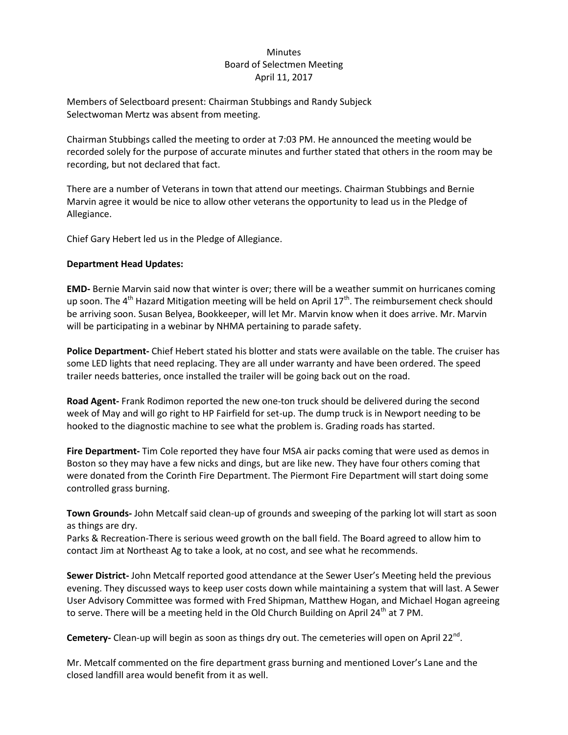# Minutes
## Board of Selectmen Meeting
### April 11, 2017

Members of Selectboard present: Chairman Stubbings and Randy Subjeck
Selectwoman Mertz was absent from meeting.

Chairman Stubbings called the meeting to order at 7:03 PM. He announced the meeting would be recorded solely for the purpose of accurate minutes and further stated that others in the room may be recording, but not declared that fact.

There are a number of Veterans in town that attend our meetings. Chairman Stubbings and Bernie Marvin agree it would be nice to allow other veterans the opportunity to lead us in the Pledge of Allegiance.

Chief Gary Hebert led us in the Pledge of Allegiance.

**Department Head Updates:**

**EMD-** Bernie Marvin said now that winter is over; there will be a weather summit on hurricanes coming up soon. The 4th Hazard Mitigation meeting will be held on April 17th. The reimbursement check should be arriving soon. Susan Belyea, Bookkeeper, will let Mr. Marvin know when it does arrive. Mr. Marvin will be participating in a webinar by NHMA pertaining to parade safety.

**Police Department-** Chief Hebert stated his blotter and stats were available on the table. The cruiser has some LED lights that need replacing. They are all under warranty and have been ordered. The speed trailer needs batteries, once installed the trailer will be going back out on the road.

**Road Agent-** Frank Rodimon reported the new one-ton truck should be delivered during the second week of May and will go right to HP Fairfield for set-up. The dump truck is in Newport needing to be hooked to the diagnostic machine to see what the problem is. Grading roads has started.

**Fire Department-** Tim Cole reported they have four MSA air packs coming that were used as demos in Boston so they may have a few nicks and dings, but are like new. They have four others coming that were donated from the Corinth Fire Department. The Piermont Fire Department will start doing some controlled grass burning.

**Town Grounds-** John Metcalf said clean-up of grounds and sweeping of the parking lot will start as soon as things are dry.
Parks & Recreation-There is serious weed growth on the ball field. The Board agreed to allow him to contact Jim at Northeast Ag to take a look, at no cost, and see what he recommends.

**Sewer District-** John Metcalf reported good attendance at the Sewer User's Meeting held the previous evening. They discussed ways to keep user costs down while maintaining a system that will last. A Sewer User Advisory Committee was formed with Fred Shipman, Matthew Hogan, and Michael Hogan agreeing to serve. There will be a meeting held in the Old Church Building on April 24th at 7 PM.

**Cemetery-** Clean-up will begin as soon as things dry out. The cemeteries will open on April 22nd.

Mr. Metcalf commented on the fire department grass burning and mentioned Lover's Lane and the closed landfill area would benefit from it as well.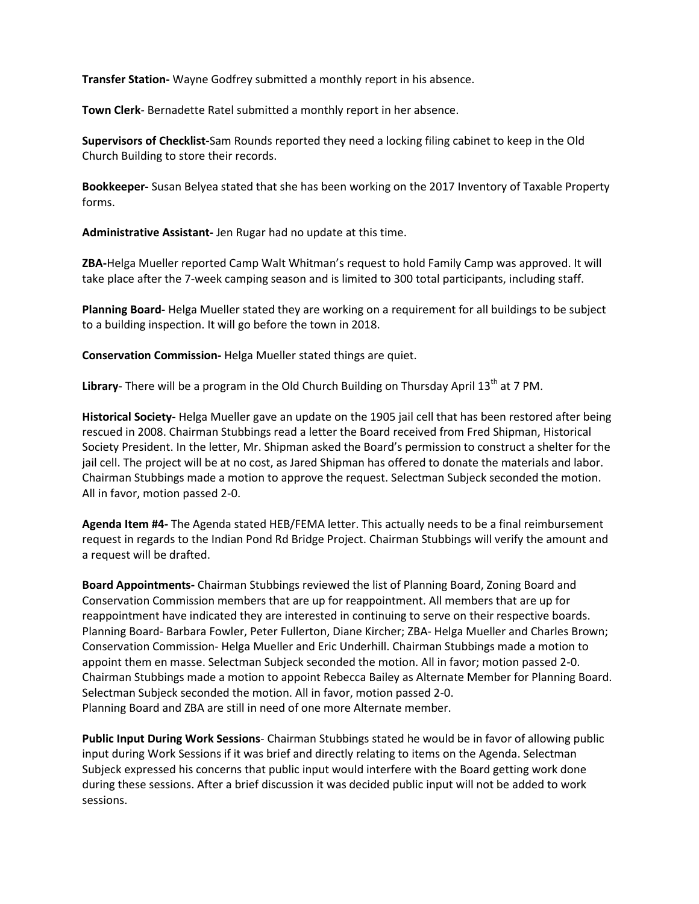**Transfer Station-** Wayne Godfrey submitted a monthly report in his absence.

**Town Clerk**- Bernadette Ratel submitted a monthly report in her absence.

**Supervisors of Checklist-**Sam Rounds reported they need a locking filing cabinet to keep in the Old Church Building to store their records.

**Bookkeeper-** Susan Belyea stated that she has been working on the 2017 Inventory of Taxable Property forms.

**Administrative Assistant-** Jen Rugar had no update at this time.

**ZBA-**Helga Mueller reported Camp Walt Whitman's request to hold Family Camp was approved. It will take place after the 7-week camping season and is limited to 300 total participants, including staff.

**Planning Board-** Helga Mueller stated they are working on a requirement for all buildings to be subject to a building inspection. It will go before the town in 2018.

**Conservation Commission-** Helga Mueller stated things are quiet.

**Library**- There will be a program in the Old Church Building on Thursday April 13th at 7 PM.

**Historical Society-** Helga Mueller gave an update on the 1905 jail cell that has been restored after being rescued in 2008. Chairman Stubbings read a letter the Board received from Fred Shipman, Historical Society President. In the letter, Mr. Shipman asked the Board's permission to construct a shelter for the jail cell. The project will be at no cost, as Jared Shipman has offered to donate the materials and labor. Chairman Stubbings made a motion to approve the request. Selectman Subjeck seconded the motion. All in favor, motion passed 2-0.

**Agenda Item #4-** The Agenda stated HEB/FEMA letter. This actually needs to be a final reimbursement request in regards to the Indian Pond Rd Bridge Project. Chairman Stubbings will verify the amount and a request will be drafted.

**Board Appointments-** Chairman Stubbings reviewed the list of Planning Board, Zoning Board and Conservation Commission members that are up for reappointment. All members that are up for reappointment have indicated they are interested in continuing to serve on their respective boards. Planning Board- Barbara Fowler, Peter Fullerton, Diane Kircher; ZBA- Helga Mueller and Charles Brown; Conservation Commission- Helga Mueller and Eric Underhill. Chairman Stubbings made a motion to appoint them en masse. Selectman Subjeck seconded the motion. All in favor; motion passed 2-0. Chairman Stubbings made a motion to appoint Rebecca Bailey as Alternate Member for Planning Board. Selectman Subjeck seconded the motion. All in favor, motion passed 2-0.
Planning Board and ZBA are still in need of one more Alternate member.

**Public Input During Work Sessions**- Chairman Stubbings stated he would be in favor of allowing public input during Work Sessions if it was brief and directly relating to items on the Agenda. Selectman Subjeck expressed his concerns that public input would interfere with the Board getting work done during these sessions. After a brief discussion it was decided public input will not be added to work sessions.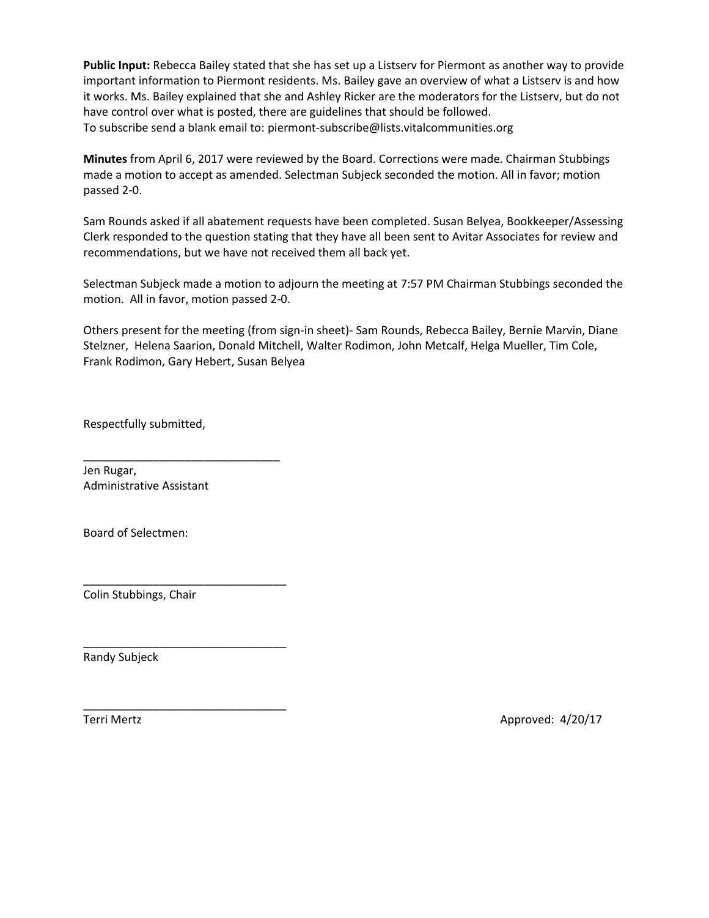**Public Input:** Rebecca Bailey stated that she has set up a Listserv for Piermont as another way to provide important information to Piermont residents. Ms. Bailey gave an overview of what a Listserv is and how it works. Ms. Bailey explained that she and Ashley Ricker are the moderators for the Listserv, but do not have control over what is posted, there are guidelines that should be followed.
To subscribe send a blank email to: piermont-subscribe@lists.vitalcommunities.org

**Minutes** from April 6, 2017 were reviewed by the Board. Corrections were made. Chairman Stubbings made a motion to accept as amended. Selectman Subjeck seconded the motion. All in favor; motion passed 2-0.

Sam Rounds asked if all abatement requests have been completed. Susan Belyea, Bookkeeper/Assessing Clerk responded to the question stating that they have all been sent to Avitar Associates for review and recommendations, but we have not received them all back yet.

Selectman Subjeck made a motion to adjourn the meeting at 7:57 PM Chairman Stubbings seconded the motion. All in favor, motion passed 2-0.

Others present for the meeting (from sign-in sheet)- Sam Rounds, Rebecca Bailey, Bernie Marvin, Diane Stelzner, Helena Saarion, Donald Mitchell, Walter Rodimon, John Metcalf, Helga Mueller, Tim Cole, Frank Rodimon, Gary Hebert, Susan Belyea

Respectfully submitted,

_______________________________
Jen Rugar,
Administrative Assistant

Board of Selectmen:

________________________________
Colin Stubbings, Chair

________________________________
Randy Subjeck

________________________________
Terri Mertz

Approved: 4/20/17